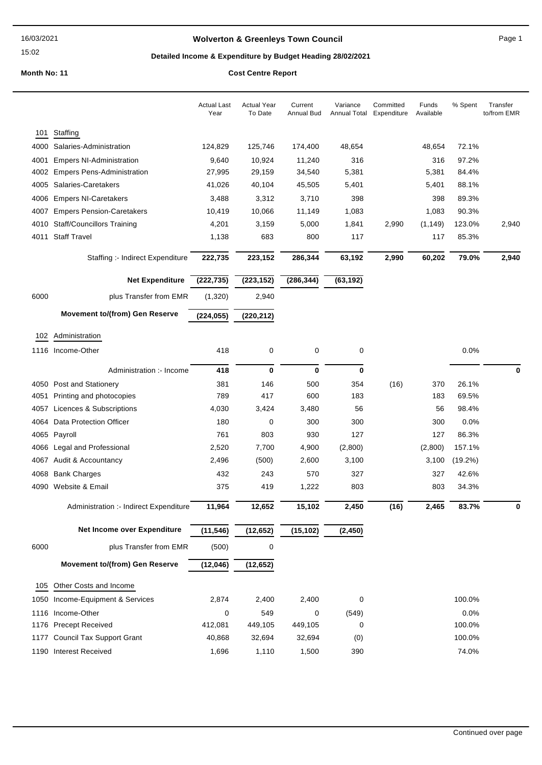16/03/2021

15:02

# Wolverton & Greenleys Town Council

## Detailed Income & Expenditure by Budget Heading 28/02/2021

**Month No: 11** **Cost Centre Report**

| | | Actual Last Year | Actual Year To Date | Current Annual Bud | Variance Annual Total | Committed Expenditure | Funds Available | % Spent | Transfer to/from EMR |
|---|---|---|---|---|---|---|---|---|---|
| 101 | Staffing | | | | | | | | |
| 4000 | Salaries-Administration | 124,829 | 125,746 | 174,400 | 48,654 | | 48,654 | 72.1% | |
| 4001 | Empers NI-Administration | 9,640 | 10,924 | 11,240 | 316 | | 316 | 97.2% | |
| 4002 | Empers Pens-Administration | 27,995 | 29,159 | 34,540 | 5,381 | | 5,381 | 84.4% | |
| 4005 | Salaries-Caretakers | 41,026 | 40,104 | 45,505 | 5,401 | | 5,401 | 88.1% | |
| 4006 | Empers NI-Caretakers | 3,488 | 3,312 | 3,710 | 398 | | 398 | 89.3% | |
| 4007 | Empers Pension-Caretakers | 10,419 | 10,066 | 11,149 | 1,083 | | 1,083 | 90.3% | |
| 4010 | Staff/Councillors Training | 4,201 | 3,159 | 5,000 | 1,841 | 2,990 | (1,149) | 123.0% | 2,940 |
| 4011 | Staff Travel | 1,138 | 683 | 800 | 117 | | 117 | 85.3% | |
| | Staffing :- Indirect Expenditure | **222,735** | **223,152** | **286,344** | **63,192** | **2,990** | **60,202** | **79.0%** | **2,940** |
| | **Net Expenditure** | **(222,735)** | **(223,152)** | **(286,344)** | **(63,192)** | | | | |
| 6000 | plus Transfer from EMR | (1,320) | 2,940 | | | | | | |
| | **Movement to/(from) Gen Reserve** | **(224,055)** | **(220,212)** | | | | | | |
| 102 | Administration | | | | | | | | |
| 1116 | Income-Other | 418 | 0 | 0 | 0 | | | 0.0% | |
| | Administration :- Income | **418** | **0** | **0** | **0** | | | | **0** |
| 4050 | Post and Stationery | 381 | 146 | 500 | 354 | (16) | 370 | 26.1% | |
| 4051 | Printing and photocopies | 789 | 417 | 600 | 183 | | 183 | 69.5% | |
| 4057 | Licences & Subscriptions | 4,030 | 3,424 | 3,480 | 56 | | 56 | 98.4% | |
| 4064 | Data Protection Officer | 180 | 0 | 300 | 300 | | 300 | 0.0% | |
| 4065 | Payroll | 761 | 803 | 930 | 127 | | 127 | 86.3% | |
| 4066 | Legal and Professional | 2,520 | 7,700 | 4,900 | (2,800) | | (2,800) | 157.1% | |
| 4067 | Audit & Accountancy | 2,496 | (500) | 2,600 | 3,100 | | 3,100 | (19.2%) | |
| 4068 | Bank Charges | 432 | 243 | 570 | 327 | | 327 | 42.6% | |
| 4090 | Website & Email | 375 | 419 | 1,222 | 803 | | 803 | 34.3% | |
| | Administration :- Indirect Expenditure | **11,964** | **12,652** | **15,102** | **2,450** | **(16)** | **2,465** | **83.7%** | **0** |
| | **Net Income over Expenditure** | **(11,546)** | **(12,652)** | **(15,102)** | **(2,450)** | | | | |
| 6000 | plus Transfer from EMR | (500) | 0 | | | | | | |
| | **Movement to/(from) Gen Reserve** | **(12,046)** | **(12,652)** | | | | | | |
| 105 | Other Costs and Income | | | | | | | | |
| 1050 | Income-Equipment & Services | 2,874 | 2,400 | 2,400 | 0 | | | 100.0% | |
| 1116 | Income-Other | 0 | 549 | 0 | (549) | | | 0.0% | |
| 1176 | Precept Received | 412,081 | 449,105 | 449,105 | 0 | | | 100.0% | |
| 1177 | Council Tax Support Grant | 40,868 | 32,694 | 32,694 | (0) | | | 100.0% | |
| 1190 | Interest Received | 1,696 | 1,110 | 1,500 | 390 | | | 74.0% | |

Continued over page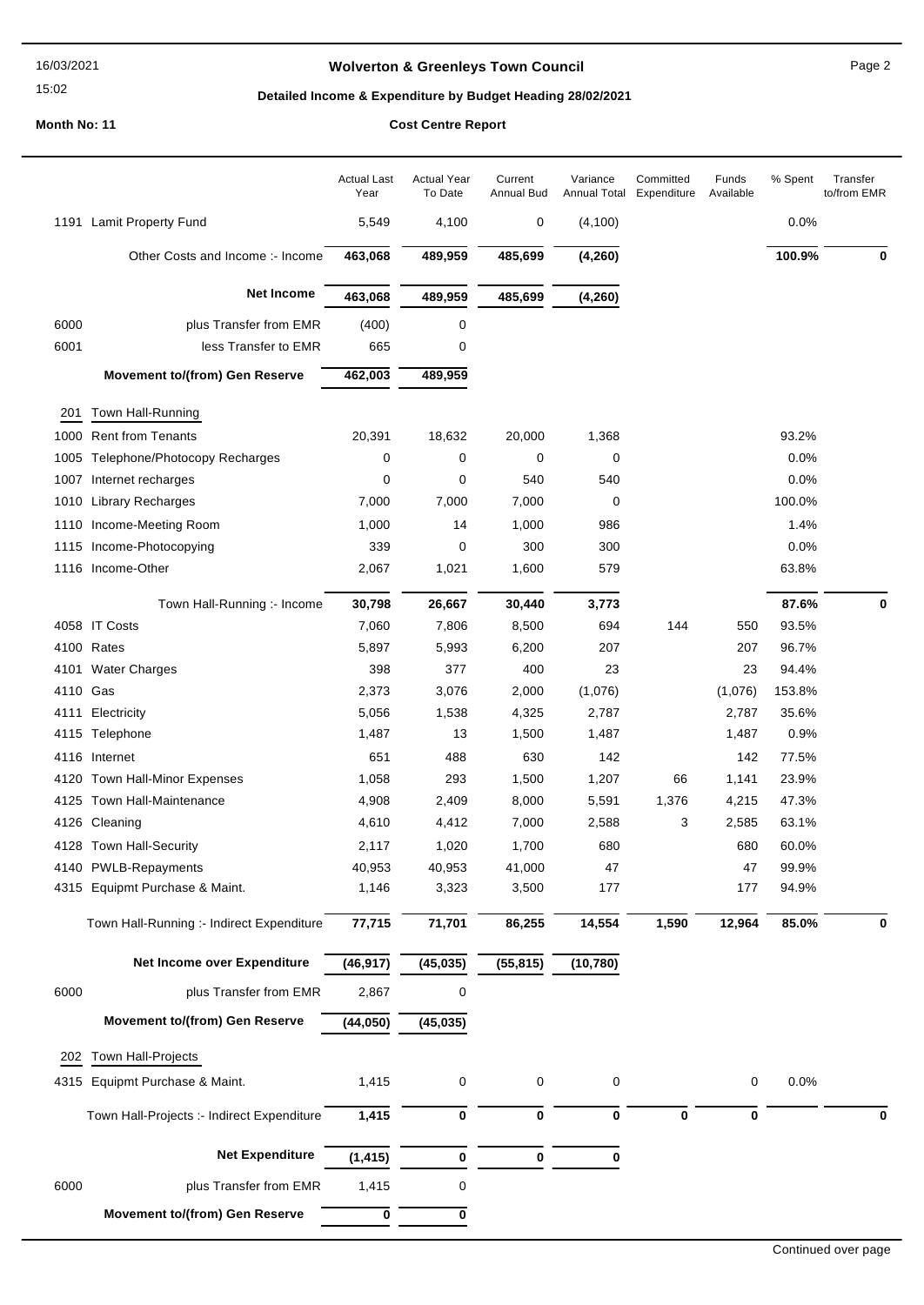**Wolverton & Greenleys Town Council**

**Detailed Income & Expenditure by Budget Heading 28/02/2021**

**Month No: 11** **Cost Centre Report**

| | | Actual Last Year | Actual Year To Date | Current Annual Bud | Variance Annual Total | Committed Expenditure | Funds Available | % Spent | Transfer to/from EMR |
|---|---|---|---|---|---|---|---|---|---|
| 1191 | Lamit Property Fund | 5,549 | 4,100 | 0 | (4,100) | | | 0.0% | |
| | Other Costs and Income :- Income | **463,068** | **489,959** | **485,699** | **(4,260)** | | | **100.9%** | **0** |
| | **Net Income** | **463,068** | **489,959** | **485,699** | **(4,260)** | | | | |
| 6000 | plus Transfer from EMR | (400) | 0 | | | | | | |
| 6001 | less Transfer to EMR | 665 | 0 | | | | | | |
| | **Movement to/(from) Gen Reserve** | **462,003** | **489,959** | | | | | | |
| **201** | **Town Hall-Running** | | | | | | | | |
| 1000 | Rent from Tenants | 20,391 | 18,632 | 20,000 | 1,368 | | | 93.2% | |
| 1005 | Telephone/Photocopy Recharges | 0 | 0 | 0 | 0 | | | 0.0% | |
| 1007 | Internet recharges | 0 | 0 | 540 | 540 | | | 0.0% | |
| 1010 | Library Recharges | 7,000 | 7,000 | 7,000 | 0 | | | 100.0% | |
| 1110 | Income-Meeting Room | 1,000 | 14 | 1,000 | 986 | | | 1.4% | |
| 1115 | Income-Photocopying | 339 | 0 | 300 | 300 | | | 0.0% | |
| 1116 | Income-Other | 2,067 | 1,021 | 1,600 | 579 | | | 63.8% | |
| | Town Hall-Running :- Income | **30,798** | **26,667** | **30,440** | **3,773** | | | **87.6%** | **0** |
| 4058 | IT Costs | 7,060 | 7,806 | 8,500 | 694 | 144 | 550 | 93.5% | |
| 4100 | Rates | 5,897 | 5,993 | 6,200 | 207 | | 207 | 96.7% | |
| 4101 | Water Charges | 398 | 377 | 400 | 23 | | 23 | 94.4% | |
| 4110 | Gas | 2,373 | 3,076 | 2,000 | (1,076) | | (1,076) | 153.8% | |
| 4111 | Electricity | 5,056 | 1,538 | 4,325 | 2,787 | | 2,787 | 35.6% | |
| 4115 | Telephone | 1,487 | 13 | 1,500 | 1,487 | | 1,487 | 0.9% | |
| 4116 | Internet | 651 | 488 | 630 | 142 | | 142 | 77.5% | |
| 4120 | Town Hall-Minor Expenses | 1,058 | 293 | 1,500 | 1,207 | 66 | 1,141 | 23.9% | |
| 4125 | Town Hall-Maintenance | 4,908 | 2,409 | 8,000 | 5,591 | 1,376 | 4,215 | 47.3% | |
| 4126 | Cleaning | 4,610 | 4,412 | 7,000 | 2,588 | 3 | 2,585 | 63.1% | |
| 4128 | Town Hall-Security | 2,117 | 1,020 | 1,700 | 680 | | 680 | 60.0% | |
| 4140 | PWLB-Repayments | 40,953 | 40,953 | 41,000 | 47 | | 47 | 99.9% | |
| 4315 | Equipmt Purchase & Maint. | 1,146 | 3,323 | 3,500 | 177 | | 177 | 94.9% | |
| | Town Hall-Running :- Indirect Expenditure | **77,715** | **71,701** | **86,255** | **14,554** | **1,590** | **12,964** | **85.0%** | **0** |
| | **Net Income over Expenditure** | **(46,917)** | **(45,035)** | **(55,815)** | **(10,780)** | | | | |
| 6000 | plus Transfer from EMR | 2,867 | 0 | | | | | | |
| | **Movement to/(from) Gen Reserve** | **(44,050)** | **(45,035)** | | | | | | |
| **202** | **Town Hall-Projects** | | | | | | | | |
| 4315 | Equipmt Purchase & Maint. | 1,415 | 0 | 0 | 0 | | 0 | 0.0% | |
| | Town Hall-Projects :- Indirect Expenditure | **1,415** | **0** | **0** | **0** | **0** | **0** | | **0** |
| | **Net Expenditure** | **(1,415)** | **0** | **0** | **0** | | | | |
| 6000 | plus Transfer from EMR | 1,415 | 0 | | | | | | |
| | **Movement to/(from) Gen Reserve** | **0** | **0** | | | | | | |

Continued over page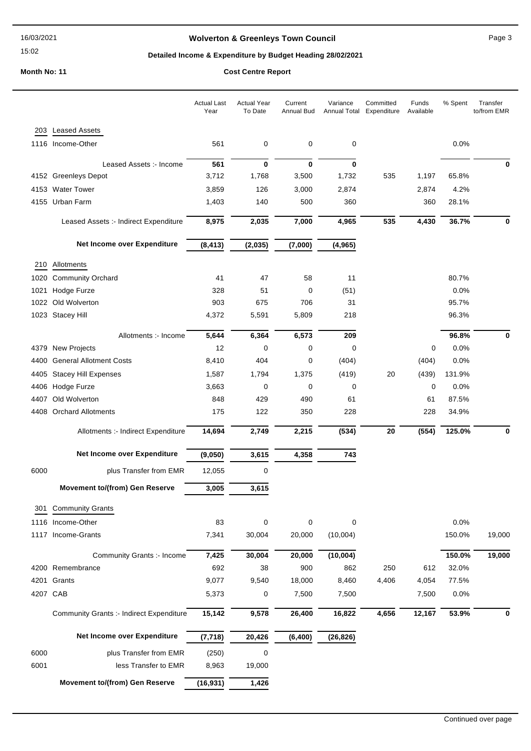# Wolverton & Greenleys Town Council

## Detailed Income & Expenditure by Budget Heading 28/02/2021

**Month No: 11** | **Cost Centre Report**

| | | Actual Last Year | Actual Year To Date | Current Annual Bud | Variance Annual Total | Committed Expenditure | Funds Available | % Spent | Transfer to/from EMR |
|---|---|---|---|---|---|---|---|---|---|
| **203** | **Leased Assets** | | | | | | | | |
| 1116 | Income-Other | 561 | 0 | 0 | 0 | | | 0.0% | |
| | Leased Assets :- Income | **561** | **0** | **0** | **0** | | | | **0** |
| 4152 | Greenleys Depot | 3,712 | 1,768 | 3,500 | 1,732 | 535 | 1,197 | 65.8% | |
| 4153 | Water Tower | 3,859 | 126 | 3,000 | 2,874 | | 2,874 | 4.2% | |
| 4155 | Urban Farm | 1,403 | 140 | 500 | 360 | | 360 | 28.1% | |
| | Leased Assets :- Indirect Expenditure | **8,975** | **2,035** | **7,000** | **4,965** | **535** | **4,430** | **36.7%** | **0** |
| | **Net Income over Expenditure** | **(8,413)** | **(2,035)** | **(7,000)** | **(4,965)** | | | | |
| **210** | **Allotments** | | | | | | | | |
| 1020 | Community Orchard | 41 | 47 | 58 | 11 | | | 80.7% | |
| 1021 | Hodge Furze | 328 | 51 | 0 | (51) | | | 0.0% | |
| 1022 | Old Wolverton | 903 | 675 | 706 | 31 | | | 95.7% | |
| 1023 | Stacey Hill | 4,372 | 5,591 | 5,809 | 218 | | | 96.3% | |
| | Allotments :- Income | **5,644** | **6,364** | **6,573** | **209** | | | **96.8%** | **0** |
| 4379 | New Projects | 12 | 0 | 0 | 0 | | 0 | 0.0% | |
| 4400 | General Allotment Costs | 8,410 | 404 | 0 | (404) | | (404) | 0.0% | |
| 4405 | Stacey Hill Expenses | 1,587 | 1,794 | 1,375 | (419) | 20 | (439) | 131.9% | |
| 4406 | Hodge Furze | 3,663 | 0 | 0 | 0 | | 0 | 0.0% | |
| 4407 | Old Wolverton | 848 | 429 | 490 | 61 | | 61 | 87.5% | |
| 4408 | Orchard Allotments | 175 | 122 | 350 | 228 | | 228 | 34.9% | |
| | Allotments :- Indirect Expenditure | **14,694** | **2,749** | **2,215** | **(534)** | **20** | **(554)** | **125.0%** | **0** |
| | **Net Income over Expenditure** | **(9,050)** | **3,615** | **4,358** | **743** | | | | |
| 6000 | plus Transfer from EMR | 12,055 | 0 | | | | | | |
| | **Movement to/(from) Gen Reserve** | **3,005** | **3,615** | | | | | | |
| **301** | **Community Grants** | | | | | | | | |
| 1116 | Income-Other | 83 | 0 | 0 | 0 | | | 0.0% | |
| 1117 | Income-Grants | 7,341 | 30,004 | 20,000 | (10,004) | | | 150.0% | 19,000 |
| | Community Grants :- Income | **7,425** | **30,004** | **20,000** | **(10,004)** | | | **150.0%** | **19,000** |
| 4200 | Remembrance | 692 | 38 | 900 | 862 | 250 | 612 | 32.0% | |
| 4201 | Grants | 9,077 | 9,540 | 18,000 | 8,460 | 4,406 | 4,054 | 77.5% | |
| 4207 | CAB | 5,373 | 0 | 7,500 | 7,500 | | 7,500 | 0.0% | |
| | Community Grants :- Indirect Expenditure | **15,142** | **9,578** | **26,400** | **16,822** | **4,656** | **12,167** | **53.9%** | **0** |
| | **Net Income over Expenditure** | **(7,718)** | **20,426** | **(6,400)** | **(26,826)** | | | | |
| 6000 | plus Transfer from EMR | (250) | 0 | | | | | | |
| 6001 | less Transfer to EMR | 8,963 | 19,000 | | | | | | |
| | **Movement to/(from) Gen Reserve** | **(16,931)** | **1,426** | | | | | | |

Continued over page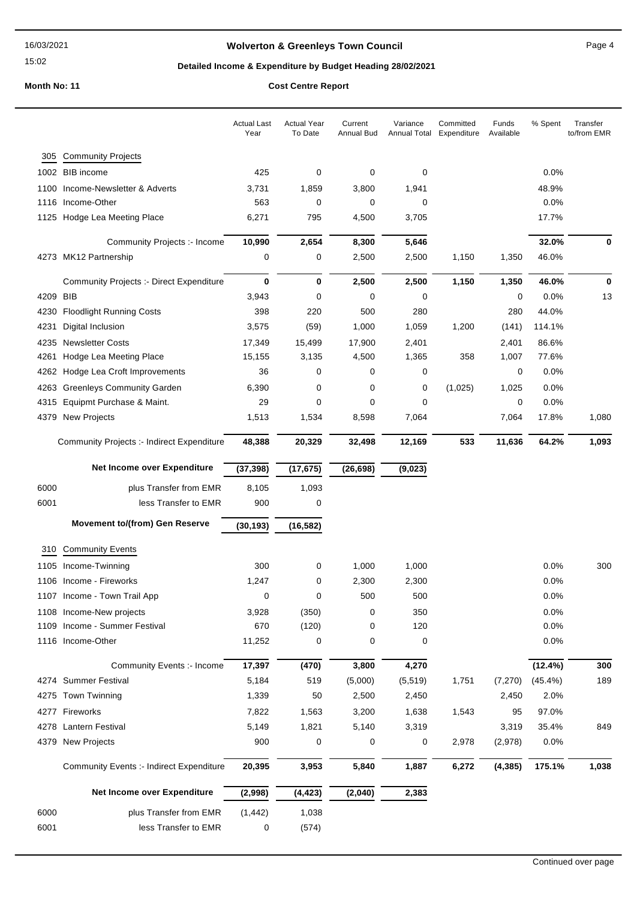# Wolverton & Greenleys Town Council

## Detailed Income & Expenditure by Budget Heading 28/02/2021

**Month No: 11** **Cost Centre Report**

| | | Actual Last Year | Actual Year To Date | Current Annual Bud | Variance Annual Total | Committed Expenditure | Funds Available | % Spent | Transfer to/from EMR |
|---|---|---|---|---|---|---|---|---|---|
| **305** | **Community Projects** | | | | | | | | |
| 1002 | BIB income | 425 | 0 | 0 | 0 | | | 0.0% | |
| 1100 | Income-Newsletter & Adverts | 3,731 | 1,859 | 3,800 | 1,941 | | | 48.9% | |
| 1116 | Income-Other | 563 | 0 | 0 | 0 | | | 0.0% | |
| 1125 | Hodge Lea Meeting Place | 6,271 | 795 | 4,500 | 3,705 | | | 17.7% | |
| | Community Projects :- Income | **10,990** | **2,654** | **8,300** | **5,646** | | | **32.0%** | **0** |
| 4273 | MK12 Partnership | 0 | 0 | 2,500 | 2,500 | 1,150 | 1,350 | 46.0% | |
| | Community Projects :- Direct Expenditure | **0** | **0** | **2,500** | **2,500** | **1,150** | **1,350** | **46.0%** | **0** |
| 4209 | BIB | 3,943 | 0 | 0 | 0 | | 0 | 0.0% | 13 |
| 4230 | Floodlight Running Costs | 398 | 220 | 500 | 280 | | 280 | 44.0% | |
| 4231 | Digital Inclusion | 3,575 | (59) | 1,000 | 1,059 | 1,200 | (141) | 114.1% | |
| 4235 | Newsletter Costs | 17,349 | 15,499 | 17,900 | 2,401 | | 2,401 | 86.6% | |
| 4261 | Hodge Lea Meeting Place | 15,155 | 3,135 | 4,500 | 1,365 | 358 | 1,007 | 77.6% | |
| 4262 | Hodge Lea Croft Improvements | 36 | 0 | 0 | 0 | | 0 | 0.0% | |
| 4263 | Greenleys Community Garden | 6,390 | 0 | 0 | 0 | (1,025) | 1,025 | 0.0% | |
| 4315 | Equipmt Purchase & Maint. | 29 | 0 | 0 | 0 | | 0 | 0.0% | |
| 4379 | New Projects | 1,513 | 1,534 | 8,598 | 7,064 | | 7,064 | 17.8% | 1,080 |
| | Community Projects :- Indirect Expenditure | **48,388** | **20,329** | **32,498** | **12,169** | **533** | **11,636** | **64.2%** | **1,093** |
| | **Net Income over Expenditure** | **(37,398)** | **(17,675)** | **(26,698)** | **(9,023)** | | | | |
| 6000 | plus Transfer from EMR | 8,105 | 1,093 | | | | | | |
| 6001 | less Transfer to EMR | 900 | 0 | | | | | | |
| | **Movement to/(from) Gen Reserve** | **(30,193)** | **(16,582)** | | | | | | |
| **310** | **Community Events** | | | | | | | | |
| 1105 | Income-Twinning | 300 | 0 | 1,000 | 1,000 | | | 0.0% | 300 |
| 1106 | Income - Fireworks | 1,247 | 0 | 2,300 | 2,300 | | | 0.0% | |
| 1107 | Income - Town Trail App | 0 | 0 | 500 | 500 | | | 0.0% | |
| 1108 | Income-New projects | 3,928 | (350) | 0 | 350 | | | 0.0% | |
| 1109 | Income - Summer Festival | 670 | (120) | 0 | 120 | | | 0.0% | |
| 1116 | Income-Other | 11,252 | 0 | 0 | 0 | | | 0.0% | |
| | Community Events :- Income | **17,397** | **(470)** | **3,800** | **4,270** | | | **(12.4%)** | **300** |
| 4274 | Summer Festival | 5,184 | 519 | (5,000) | (5,519) | 1,751 | (7,270) | (45.4%) | 189 |
| 4275 | Town Twinning | 1,339 | 50 | 2,500 | 2,450 | | 2,450 | 2.0% | |
| 4277 | Fireworks | 7,822 | 1,563 | 3,200 | 1,638 | 1,543 | 95 | 97.0% | |
| 4278 | Lantern Festival | 5,149 | 1,821 | 5,140 | 3,319 | | 3,319 | 35.4% | 849 |
| 4379 | New Projects | 900 | 0 | 0 | 0 | 2,978 | (2,978) | 0.0% | |
| | Community Events :- Indirect Expenditure | **20,395** | **3,953** | **5,840** | **1,887** | **6,272** | **(4,385)** | **175.1%** | **1,038** |
| | **Net Income over Expenditure** | **(2,998)** | **(4,423)** | **(2,040)** | **2,383** | | | | |
| 6000 | plus Transfer from EMR | (1,442) | 1,038 | | | | | | |
| 6001 | less Transfer to EMR | 0 | (574) | | | | | | |

Continued over page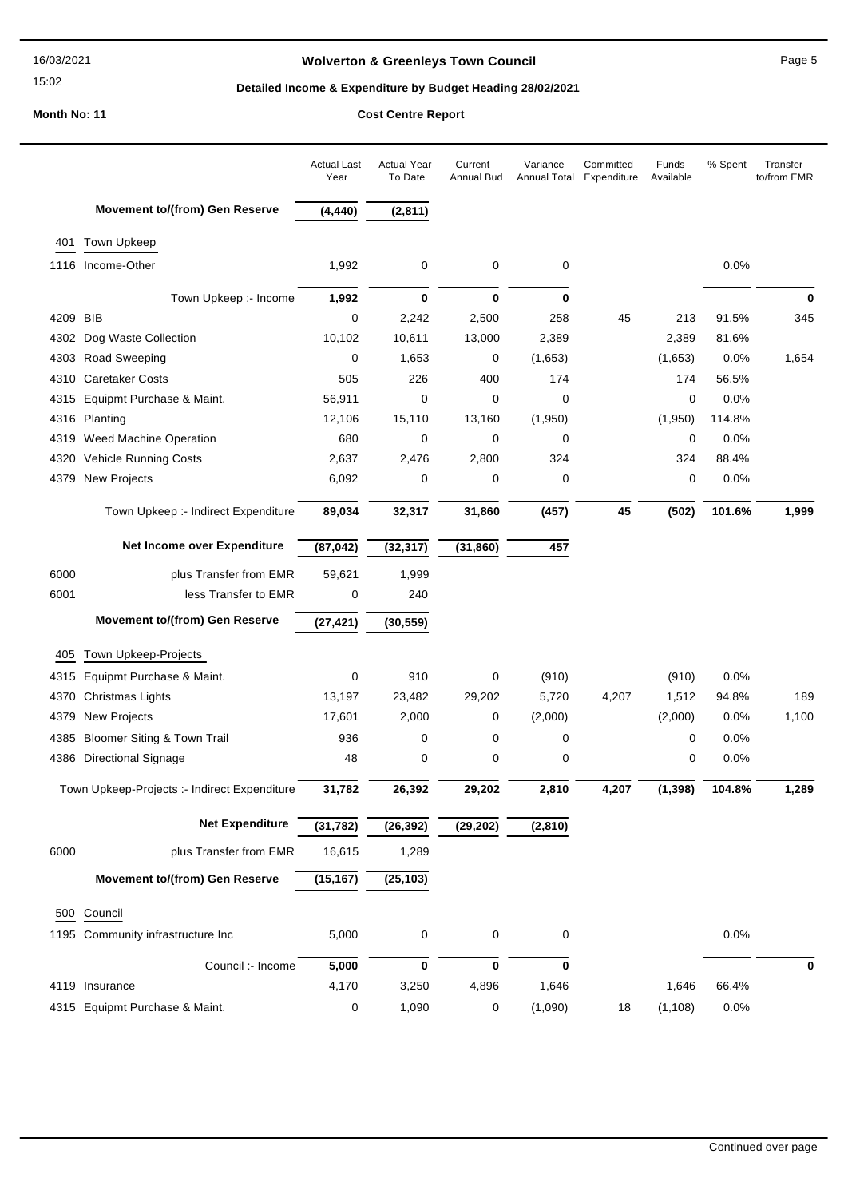**Wolverton & Greenleys Town Council**

**Detailed Income & Expenditure by Budget Heading 28/02/2021**

**Month No: 11** — **Cost Centre Report**

| | | Actual Last Year | Actual Year To Date | Current Annual Bud | Variance Annual Total | Committed Expenditure | Funds Available | % Spent | Transfer to/from EMR |
|---|---|---|---|---|---|---|---|---|---|
| | **Movement to/(from) Gen Reserve** | **(4,440)** | **(2,811)** | | | | | | |
| 401 | Town Upkeep | | | | | | | | |
| 1116 | Income-Other | 1,992 | 0 | 0 | 0 | | | 0.0% | |
| | Town Upkeep :- Income | **1,992** | **0** | **0** | **0** | | | | **0** |
| 4209 | BIB | 0 | 2,242 | 2,500 | 258 | 45 | 213 | 91.5% | 345 |
| 4302 | Dog Waste Collection | 10,102 | 10,611 | 13,000 | 2,389 | | 2,389 | 81.6% | |
| 4303 | Road Sweeping | 0 | 1,653 | 0 | (1,653) | | (1,653) | 0.0% | 1,654 |
| 4310 | Caretaker Costs | 505 | 226 | 400 | 174 | | 174 | 56.5% | |
| 4315 | Equipmt Purchase & Maint. | 56,911 | 0 | 0 | 0 | | 0 | 0.0% | |
| 4316 | Planting | 12,106 | 15,110 | 13,160 | (1,950) | | (1,950) | 114.8% | |
| 4319 | Weed Machine Operation | 680 | 0 | 0 | 0 | | 0 | 0.0% | |
| 4320 | Vehicle Running Costs | 2,637 | 2,476 | 2,800 | 324 | | 324 | 88.4% | |
| 4379 | New Projects | 6,092 | 0 | 0 | 0 | | 0 | 0.0% | |
| | Town Upkeep :- Indirect Expenditure | **89,034** | **32,317** | **31,860** | **(457)** | **45** | **(502)** | **101.6%** | **1,999** |
| | **Net Income over Expenditure** | **(87,042)** | **(32,317)** | **(31,860)** | **457** | | | | |
| 6000 | plus Transfer from EMR | 59,621 | 1,999 | | | | | | |
| 6001 | less Transfer to EMR | 0 | 240 | | | | | | |
| | **Movement to/(from) Gen Reserve** | **(27,421)** | **(30,559)** | | | | | | |
| 405 | Town Upkeep-Projects | | | | | | | | |
| 4315 | Equipmt Purchase & Maint. | 0 | 910 | 0 | (910) | | (910) | 0.0% | |
| 4370 | Christmas Lights | 13,197 | 23,482 | 29,202 | 5,720 | 4,207 | 1,512 | 94.8% | 189 |
| 4379 | New Projects | 17,601 | 2,000 | 0 | (2,000) | | (2,000) | 0.0% | 1,100 |
| 4385 | Bloomer Siting & Town Trail | 936 | 0 | 0 | 0 | | 0 | 0.0% | |
| 4386 | Directional Signage | 48 | 0 | 0 | 0 | | 0 | 0.0% | |
| | Town Upkeep-Projects :- Indirect Expenditure | **31,782** | **26,392** | **29,202** | **2,810** | **4,207** | **(1,398)** | **104.8%** | **1,289** |
| | **Net Expenditure** | **(31,782)** | **(26,392)** | **(29,202)** | **(2,810)** | | | | |
| 6000 | plus Transfer from EMR | 16,615 | 1,289 | | | | | | |
| | **Movement to/(from) Gen Reserve** | **(15,167)** | **(25,103)** | | | | | | |
| 500 | Council | | | | | | | | |
| 1195 | Community infrastructure Inc | 5,000 | 0 | 0 | 0 | | | 0.0% | |
| | Council :- Income | **5,000** | **0** | **0** | **0** | | | | **0** |
| 4119 | Insurance | 4,170 | 3,250 | 4,896 | 1,646 | | 1,646 | 66.4% | |
| 4315 | Equipmt Purchase & Maint. | 0 | 1,090 | 0 | (1,090) | 18 | (1,108) | 0.0% | |

Continued over page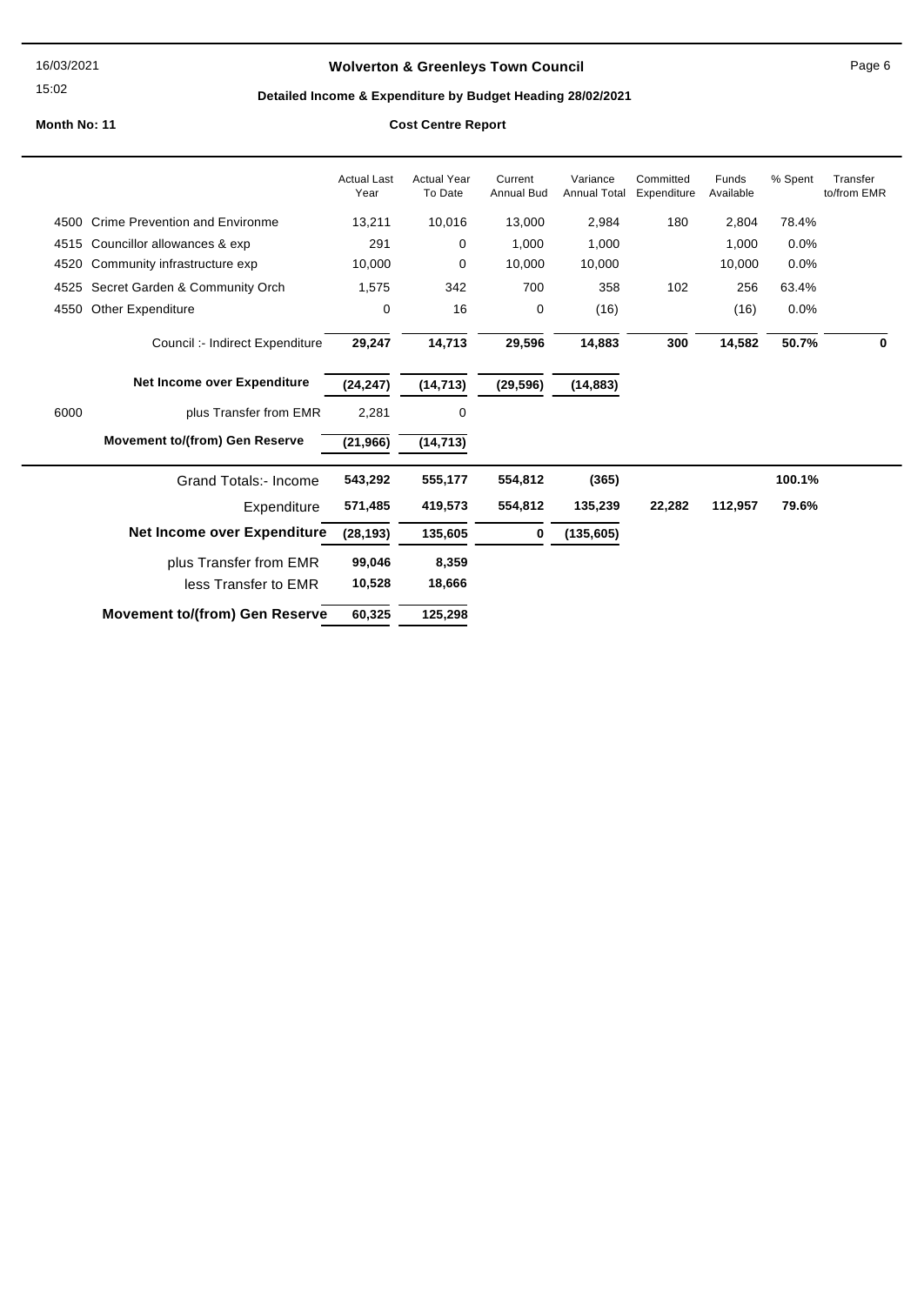**Wolverton & Greenleys Town Council**

**Detailed Income & Expenditure by Budget Heading 28/02/2021**

**Month No: 11**

**Cost Centre Report**

| | | Actual Last Year | Actual Year To Date | Current Annual Bud | Variance Annual Total | Committed Expenditure | Funds Available | % Spent | Transfer to/from EMR |
|---|---|---|---|---|---|---|---|---|---|
| 4500 | Crime Prevention and Environme | 13,211 | 10,016 | 13,000 | 2,984 | 180 | 2,804 | 78.4% | |
| 4515 | Councillor allowances & exp | 291 | 0 | 1,000 | 1,000 | | 1,000 | 0.0% | |
| 4520 | Community infrastructure exp | 10,000 | 0 | 10,000 | 10,000 | | 10,000 | 0.0% | |
| 4525 | Secret Garden & Community Orch | 1,575 | 342 | 700 | 358 | 102 | 256 | 63.4% | |
| 4550 | Other Expenditure | 0 | 16 | 0 | (16) | | (16) | 0.0% | |
| | Council :- Indirect Expenditure | **29,247** | **14,713** | **29,596** | **14,883** | **300** | **14,582** | **50.7%** | **0** |
| | **Net Income over Expenditure** | **(24,247)** | **(14,713)** | **(29,596)** | **(14,883)** | | | | |
| 6000 | plus Transfer from EMR | 2,281 | 0 | | | | | | |
| | **Movement to/(from) Gen Reserve** | **(21,966)** | **(14,713)** | | | | | | |
| | Grand Totals:- Income | **543,292** | **555,177** | **554,812** | **(365)** | | | **100.1%** | |
| | Expenditure | **571,485** | **419,573** | **554,812** | **135,239** | **22,282** | **112,957** | **79.6%** | |
| | **Net Income over Expenditure** | **(28,193)** | **135,605** | **0** | **(135,605)** | | | | |
| | plus Transfer from EMR | **99,046** | **8,359** | | | | | | |
| | less Transfer to EMR | **10,528** | **18,666** | | | | | | |
| | **Movement to/(from) Gen Reserve** | **60,325** | **125,298** | | | | | | |